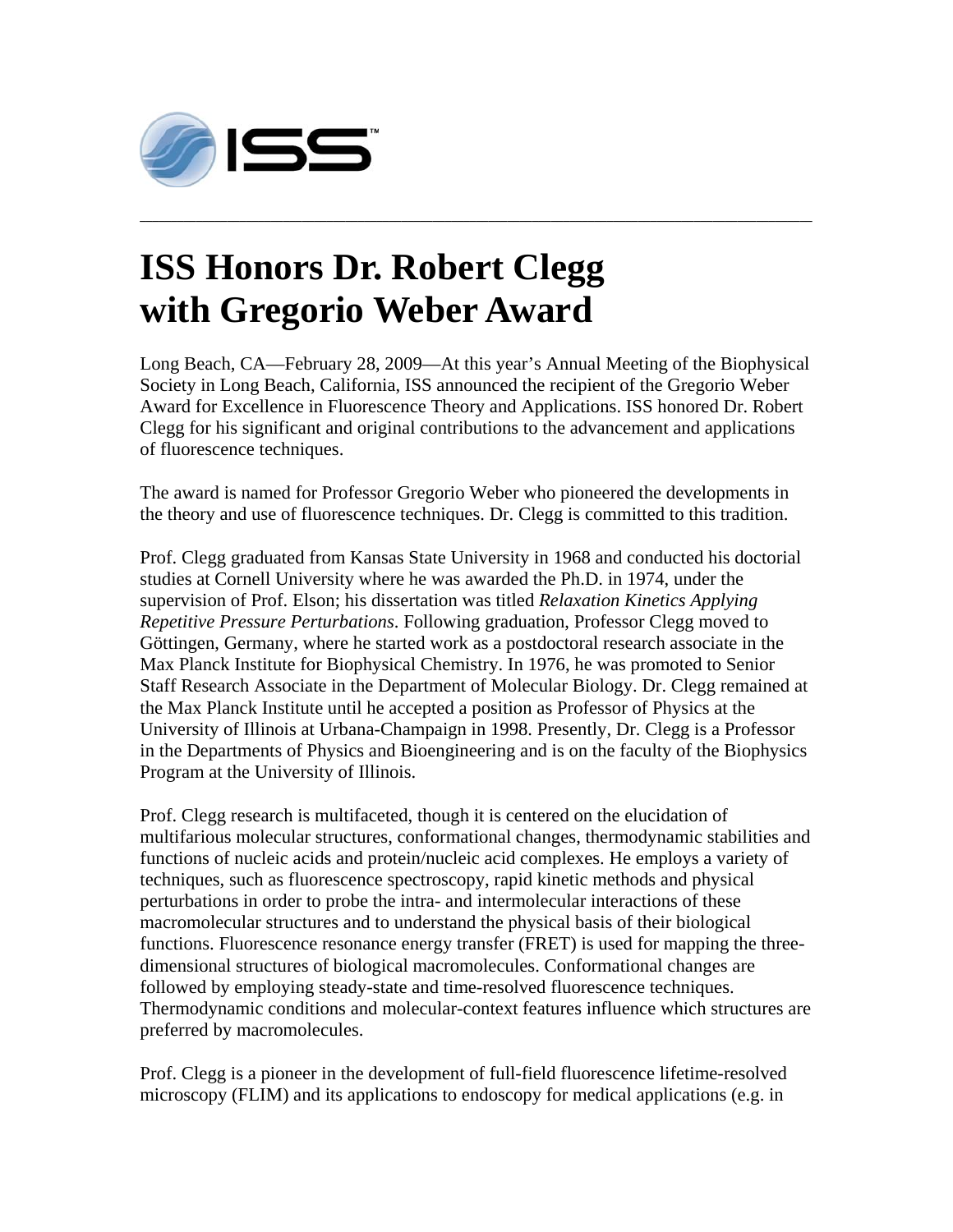# ISS Honors Dr. Robert Clegg with Gregorio Weber Award

Long Beach, CA—February 28, 2009—At this year's Annual Meeting of the Biophysical Society in Long Beach, California, ISS announced the recipient of the Gregorio Weber Award for Excellence in Fluorescence Theory and Applications. ISS honored Dr. Robert Clegg for his significant and original contributions to the advancement and applications of fluorescence techniques.

The award is named for Professor Gregorio Weber who pioneered the developments in the theory and use of fluorescence techniques. Dr. Clegg is committed to this tradition.

Prof. Clegg graduated from Kansas State University in 1968 and conducted his doctorial studies at Cornell University where he was awarded the Ph.D. in 1974, under the supervision of Prof. Elson; his dissertation was titled *Relaxation Kinetics Applying Repetitive Pressure Perturbations*. Following graduation, Professor Clegg moved to Göttingen, Germany, where he started work as a postdoctoral research associate in the Max Planck Institute for Biophysical Chemistry. In 1976, he was promoted to Senior Staff Research Associate in the Department of Molecular Biology. Dr. Clegg remained at the Max Planck Institute until he accepted a position as Professor of Physics at the University of Illinois at Urbana-Champaign in 1998. Presently, Dr. Clegg is a Professor in the Departments of Physics and Bioengineering and is on the faculty of the Biophysics Program at the University of Illinois.

Prof. Clegg research is multifaceted, though it is centered on the elucidation of multifarious molecular structures, conformational changes, thermodynamic stabilities and functions of nucleic acids and protein/nucleic acid complexes. He employs a variety of techniques, such as fluorescence spectroscopy, rapid kinetic methods and physical perturbations in order to probe the intra- and intermolecular interactions of these macromolecular structures and to understand the physical basis of their biological functions. Fluorescence resonance energy transfer (FRET) is used for mapping the three-dimensional structures of biological macromolecules. Conformational changes are followed by employing steady-state and time-resolved fluorescence techniques. Thermodynamic conditions and molecular-context features influence which structures are preferred by macromolecules.

Prof. Clegg is a pioneer in the development of full-field fluorescence lifetime-resolved microscopy (FLIM) and its applications to endoscopy for medical applications (e.g. in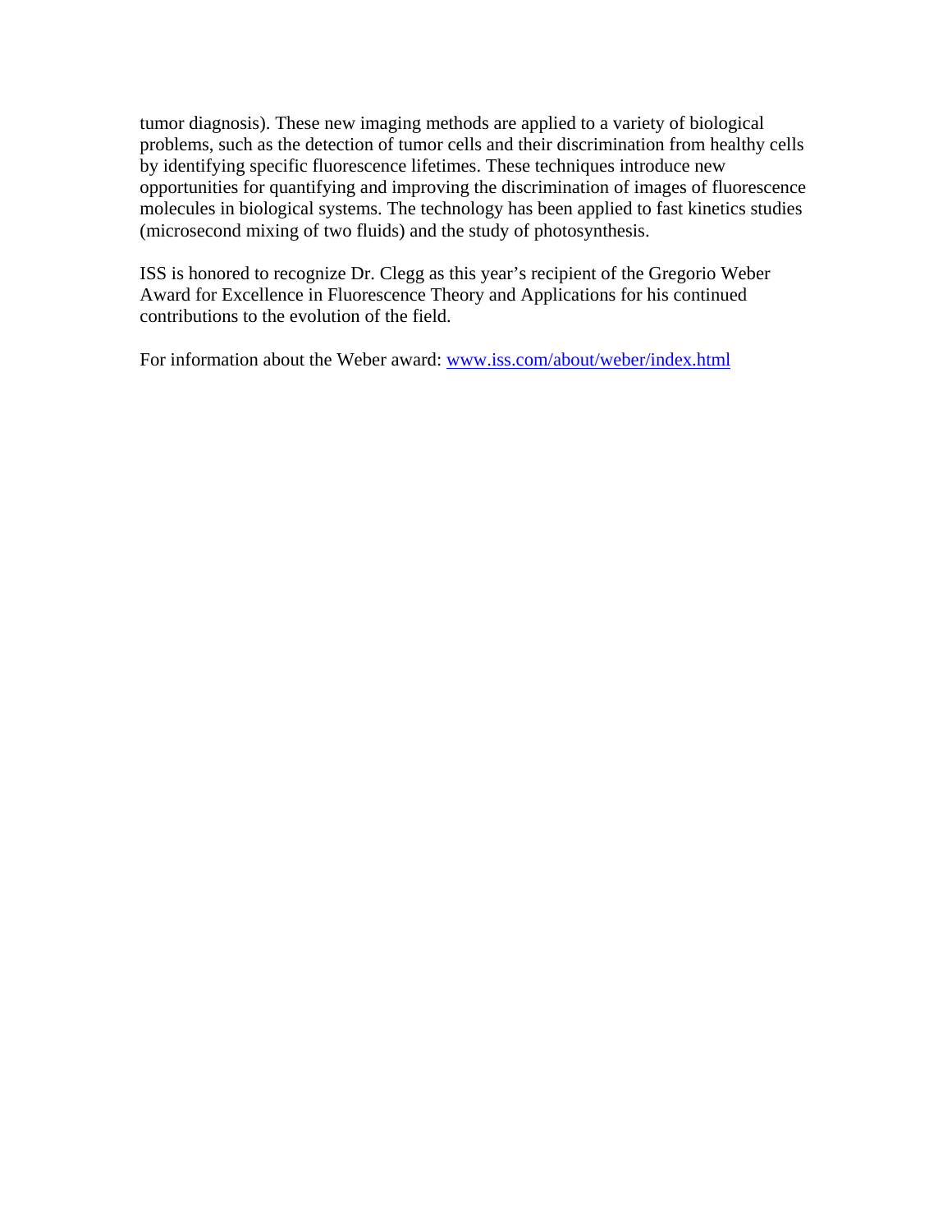tumor diagnosis). These new imaging methods are applied to a variety of biological problems, such as the detection of tumor cells and their discrimination from healthy cells by identifying specific fluorescence lifetimes. These techniques introduce new opportunities for quantifying and improving the discrimination of images of fluorescence molecules in biological systems. The technology has been applied to fast kinetics studies (microsecond mixing of two fluids) and the study of photosynthesis.

ISS is honored to recognize Dr. Clegg as this year's recipient of the Gregorio Weber Award for Excellence in Fluorescence Theory and Applications for his continued contributions to the evolution of the field.

For information about the Weber award: [www.iss.com/about/weber/index.html](www.iss.com/about/weber/index.html)